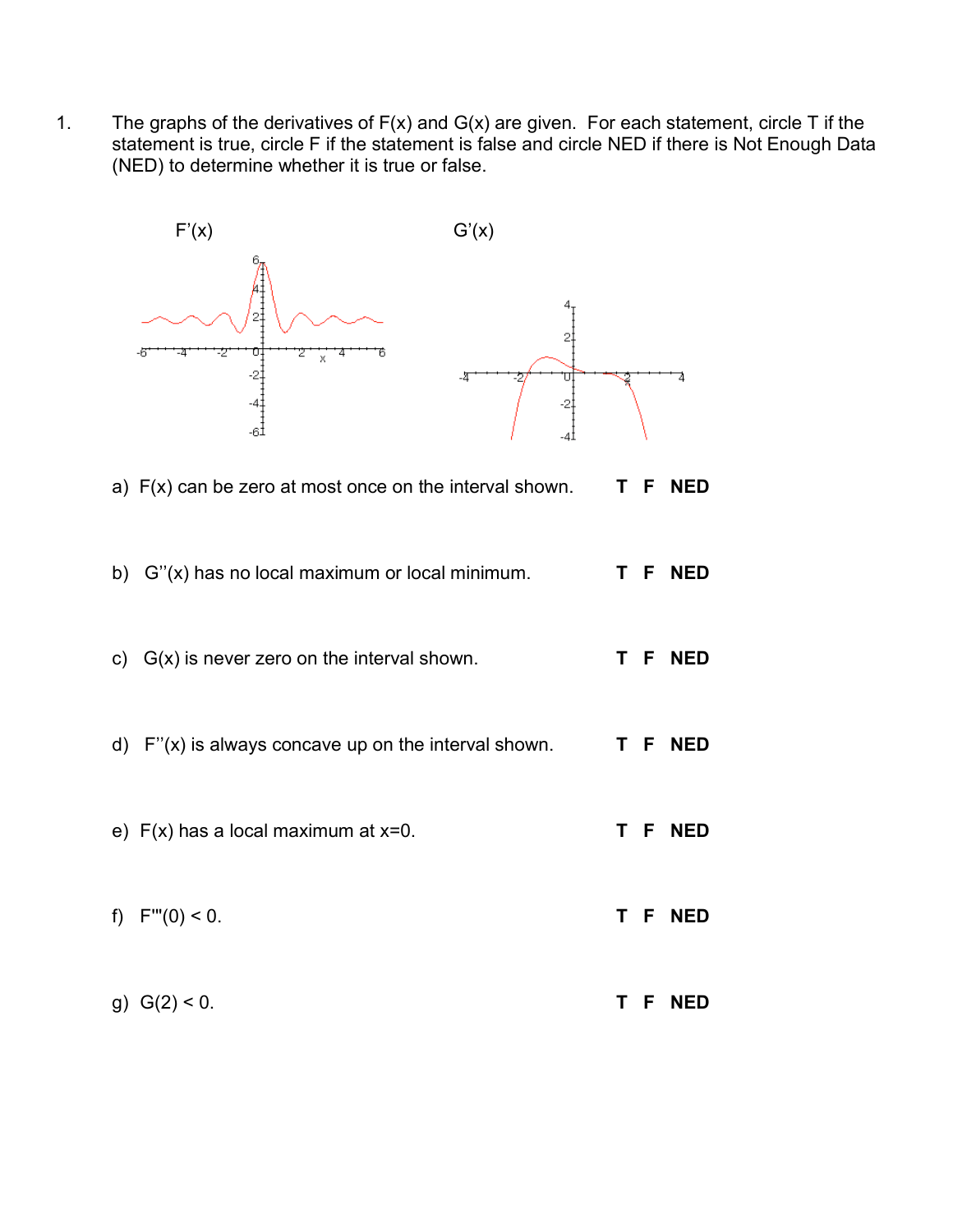1. The graphs of the derivatives of $F(x)$ and $G(x)$ are given. For each statement, circle T if the statement is true, circle F if the statement is false and circle NED if there is Not Enough Data (NED) to determine whether it is true or false.

$F'(x)$ $G'(x)$

a) $F(x)$ can be zero at most once on the interval shown. **T F NED**

b) $G''(x)$ has no local maximum or local minimum. **T F NED**

c) $G(x)$ is never zero on the interval shown. **T F NED**

d) $F''(x)$ is always concave up on the interval shown. **T F NED**

e) $F(x)$ has a local maximum at $x=0$. **T F NED**

f) $F'''(0) < 0$. **T F NED**

g) $G(2) < 0$. **T F NED**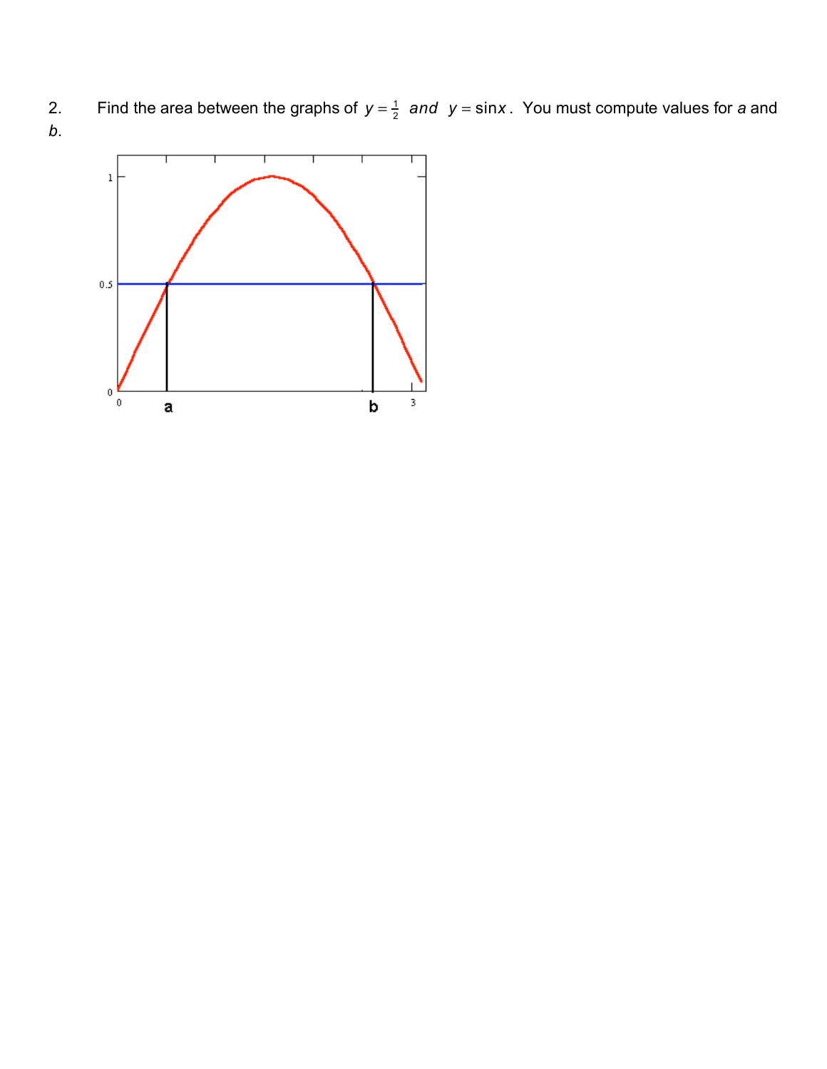2. Find the area between the graphs of $y = \frac{1}{2}$ *and* $y = \sin x$. You must compute values for *a* and *b*.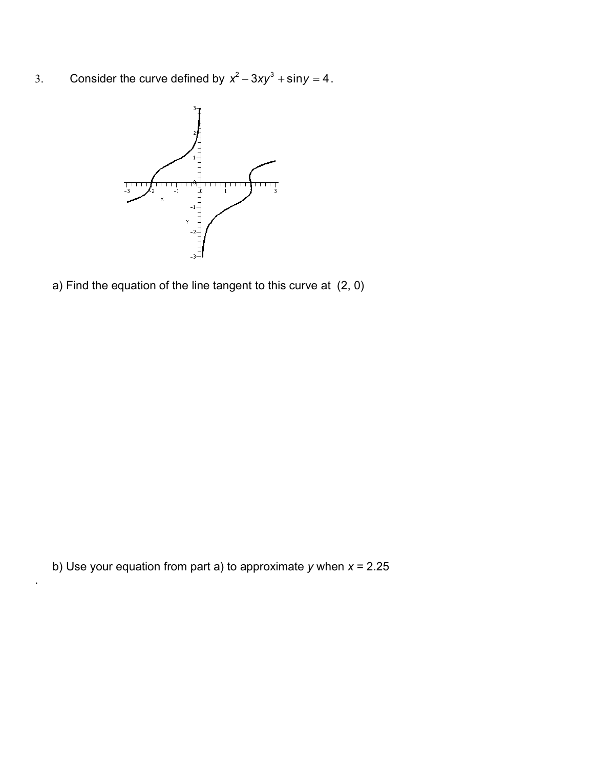3. Consider the curve defined by $x^2 - 3xy^3 + \sin y = 4$.

a) Find the equation of the line tangent to this curve at $(2, 0)$

b) Use your equation from part a) to approximate $y$ when $x = 2.25$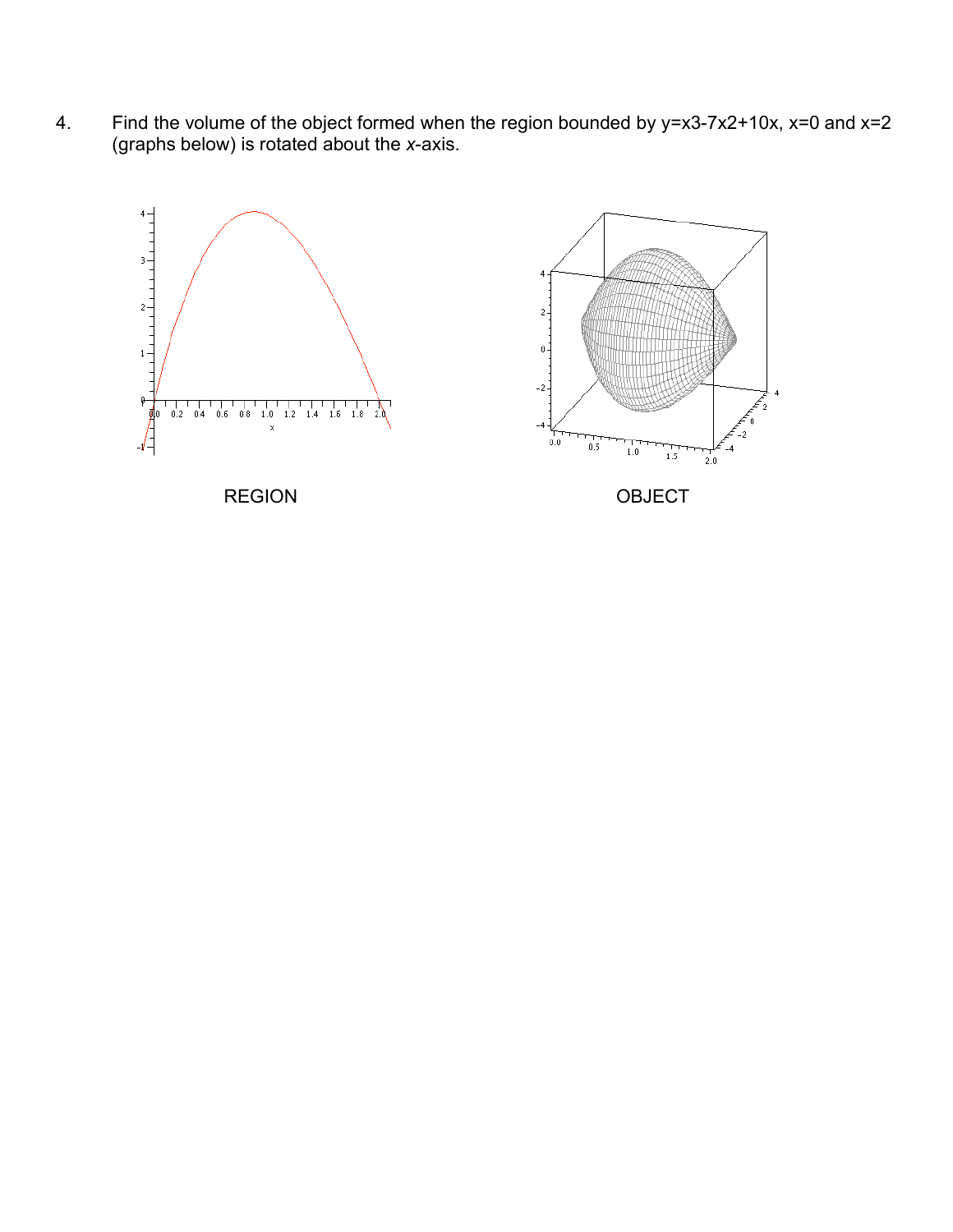4. Find the volume of the object formed when the region bounded by $y=x^3-7x^2+10x$, $x=0$ and $x=2$ (graphs below) is rotated about the *x*-axis.

REGION

OBJECT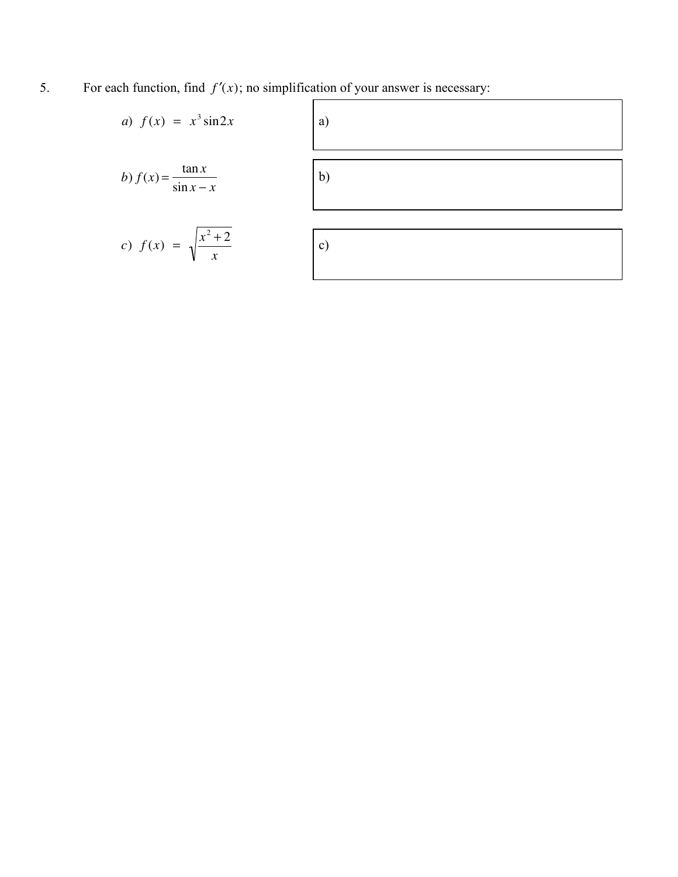5. For each function, find $f'(x)$; no simplification of your answer is necessary:

$a)\ f(x) = x^3 \sin 2x$

a)

$b)\ f(x) = \dfrac{\tan x}{\sin x - x}$

b)

$c)\ f(x) = \sqrt{\dfrac{x^2+2}{x}}$

c)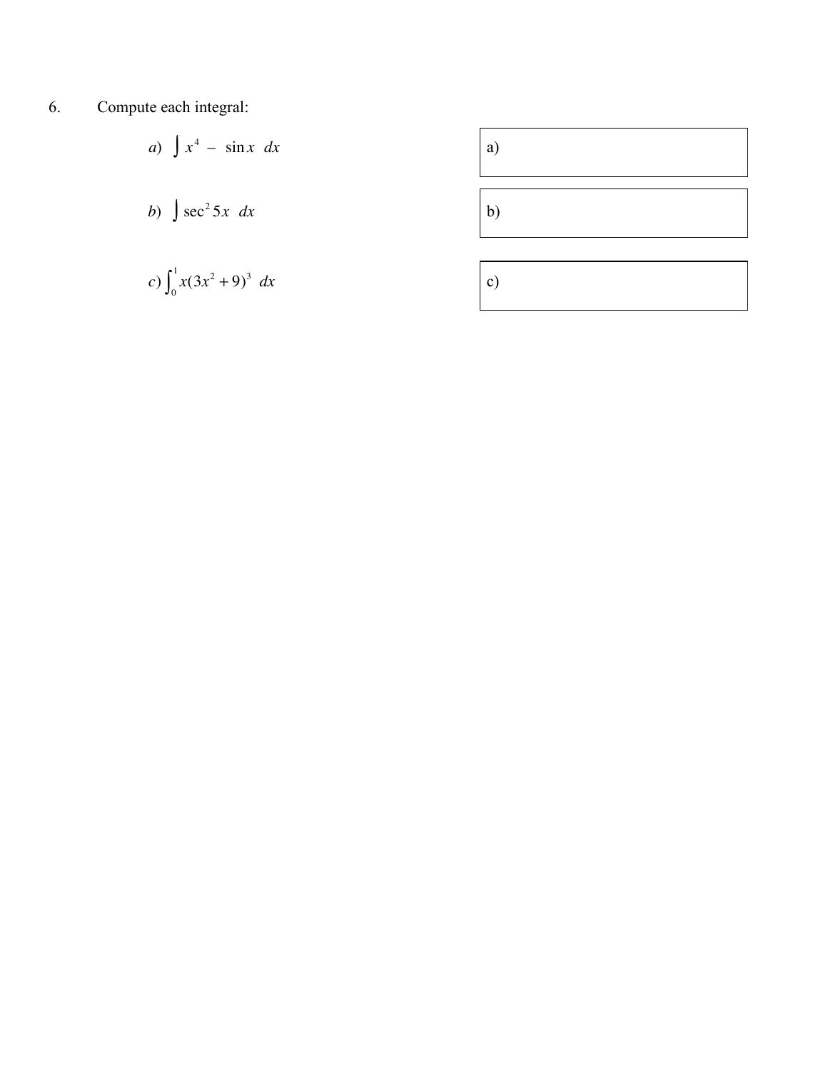6. Compute each integral:

a) $\int x^4 - \sin x \ dx$

a)

b) $\int \sec^2 5x \ dx$

b)

c) $\int_0^1 x(3x^2+9)^3 \ dx$

c)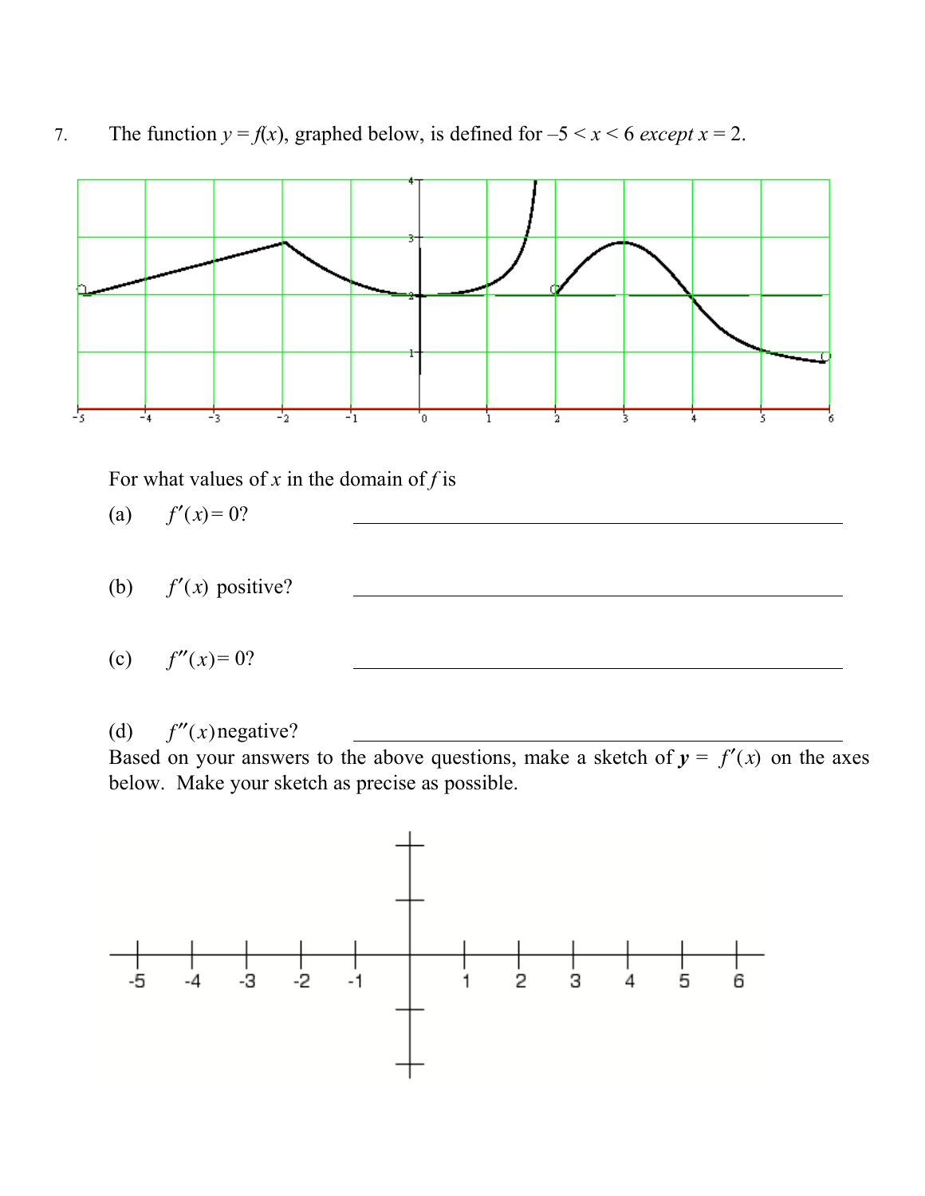7. The function $y = f(x)$, graphed below, is defined for $-5 < x < 6$ *except* $x = 2$.

For what values of $x$ in the domain of $f$ is

(a) $f'(x) = 0$? \_\_\_\_\_\_\_\_\_\_\_\_\_\_\_\_\_\_\_\_\_\_\_\_\_\_\_\_\_\_\_\_

(b) $f'(x)$ positive? \_\_\_\_\_\_\_\_\_\_\_\_\_\_\_\_\_\_\_\_\_\_\_\_\_\_\_\_\_\_\_\_

(c) $f''(x) = 0$? \_\_\_\_\_\_\_\_\_\_\_\_\_\_\_\_\_\_\_\_\_\_\_\_\_\_\_\_\_\_\_\_

(d) $f''(x)$ negative? \_\_\_\_\_\_\_\_\_\_\_\_\_\_\_\_\_\_\_\_\_\_\_\_\_\_\_\_\_\_\_\_

Based on your answers to the above questions, make a sketch of $y = f'(x)$ on the axes below. Make your sketch as precise as possible.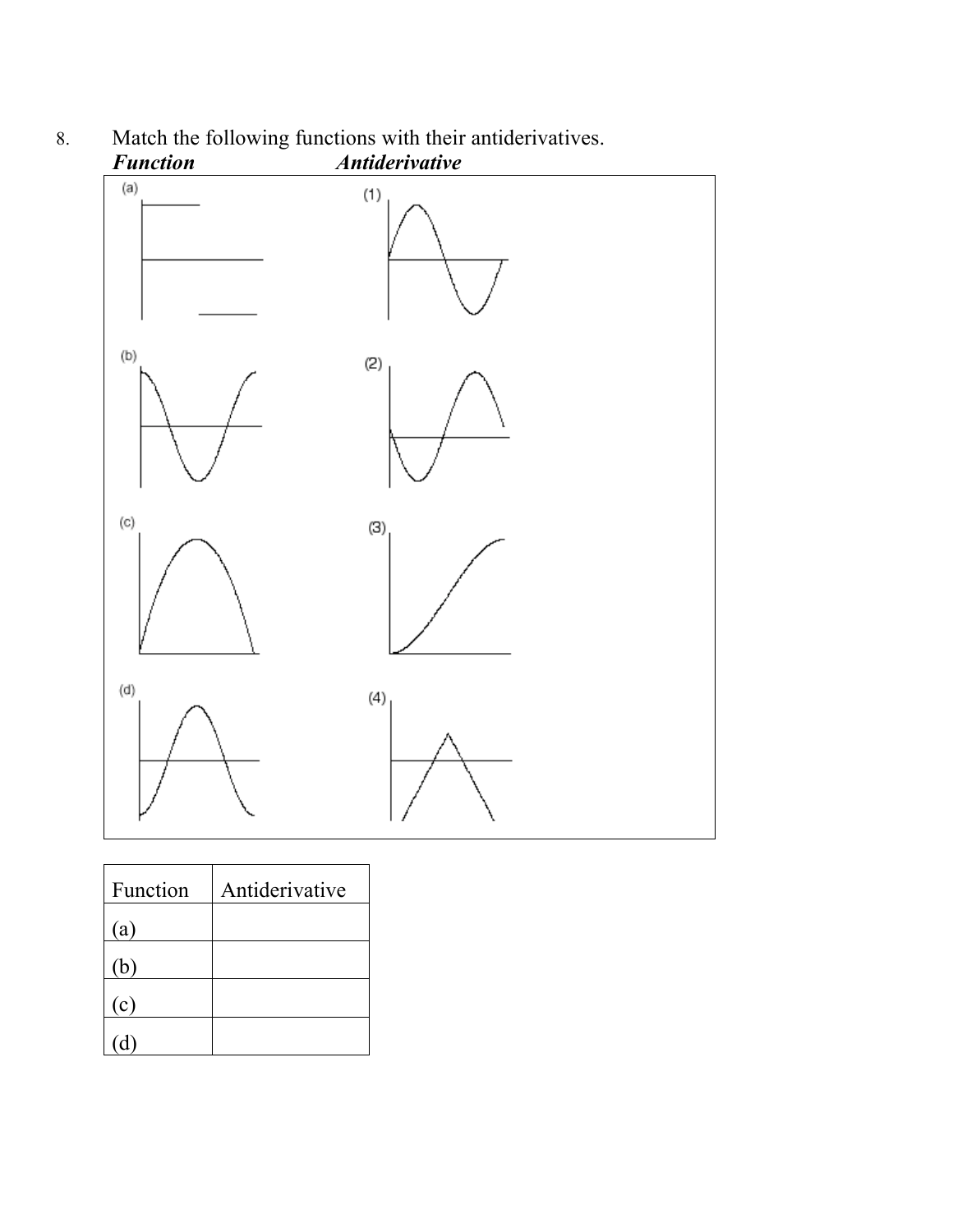8. Match the following functions with their antiderivatives.

***Function*** ***Antiderivative***

| Function | Antiderivative |
| --- | --- |
| (a) | |
| (b) | |
| (c) | |
| (d) | |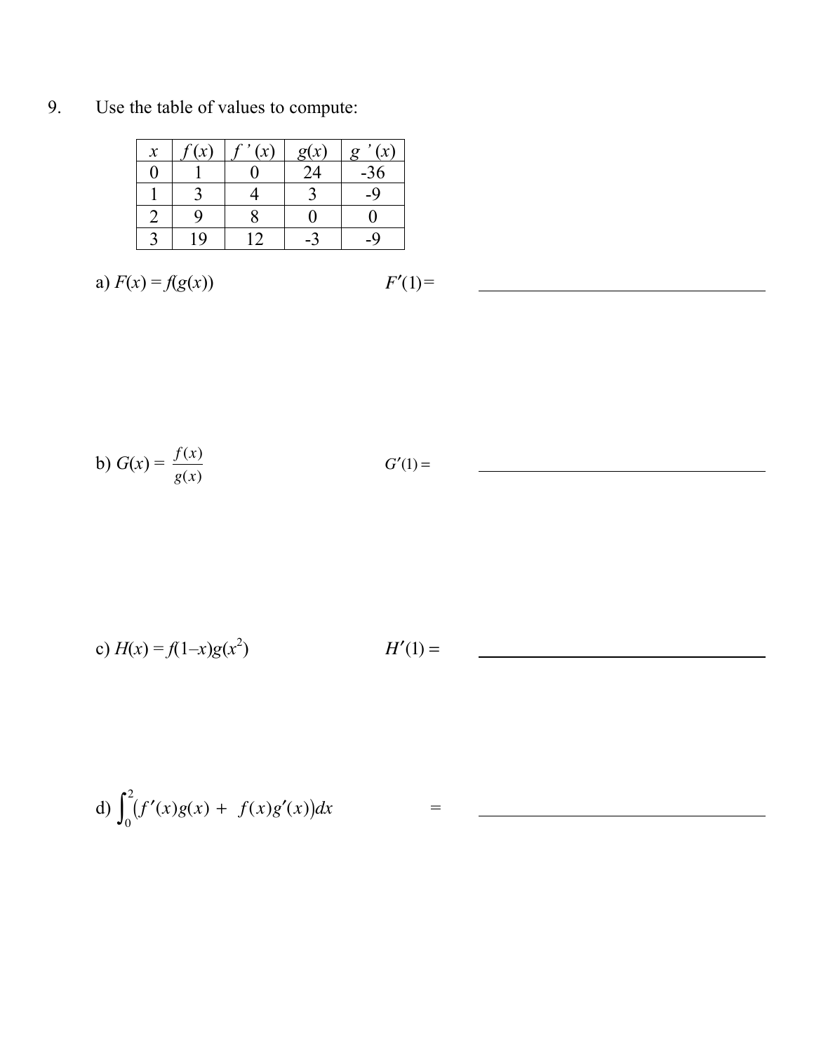9. Use the table of values to compute:

| $x$ | $f(x)$ | $f'(x)$ | $g(x)$ | $g'(x)$ |
|---|---|---|---|---|
| 0 | 1 | 0 | 24 | -36 |
| 1 | 3 | 4 | 3 | -9 |
| 2 | 9 | 8 | 0 | 0 |
| 3 | 19 | 12 | -3 | -9 |

a) $F(x) = f(g(x))$ $\qquad F'(1) =$ ____________________

b) $G(x) = \dfrac{f(x)}{g(x)}$ $\qquad G'(1) =$ ____________________

c) $H(x) = f(1-x)g(x^2)$ $\qquad H'(1) =$ ____________________

d) $\displaystyle\int_0^2 \left(f'(x)g(x) + f(x)g'(x)\right)dx$ $\qquad =$ ____________________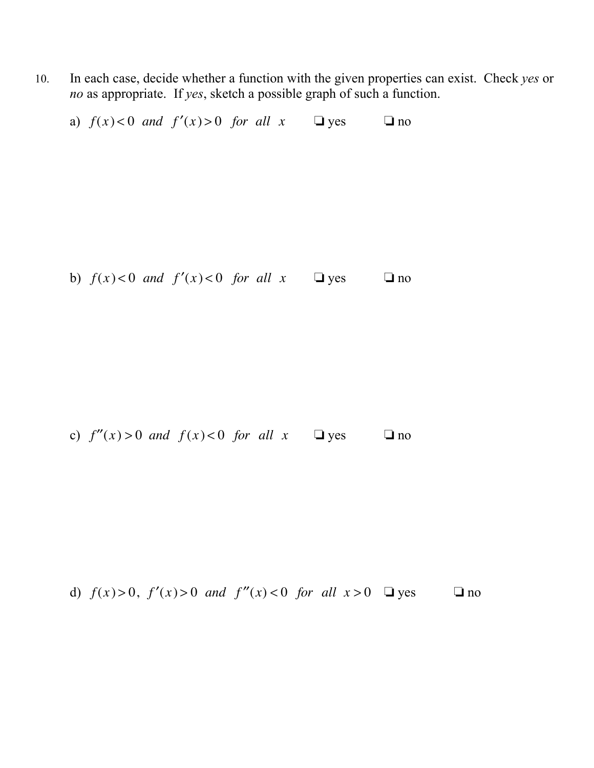10. In each case, decide whether a function with the given properties can exist. Check *yes* or *no* as appropriate. If *yes*, sketch a possible graph of such a function.

a) $f(x) < 0$ *and* $f'(x) > 0$ *for all* $x$ ❏ yes ❏ no

b) $f(x) < 0$ *and* $f'(x) < 0$ *for all* $x$ ❏ yes ❏ no

c) $f''(x) > 0$ *and* $f(x) < 0$ *for all* $x$ ❏ yes ❏ no

d) $f(x) > 0,\ f'(x) > 0$ *and* $f''(x) < 0$ *for all* $x > 0$ ❏ yes ❏ no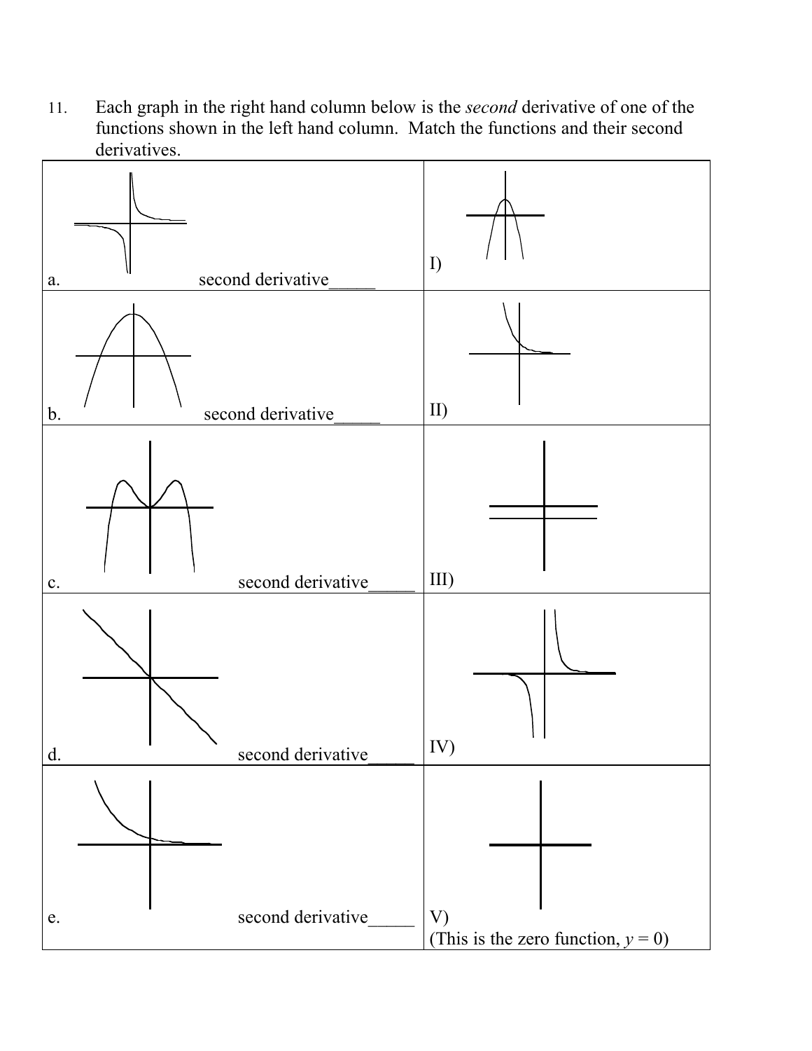11. Each graph in the right hand column below is the *second* derivative of one of the functions shown in the left hand column. Match the functions and their second derivatives.

| | |
|---|---|
| a. second derivative_____ | I) |
| b. second derivative_____ | II) |
| c. second derivative_____ | III) |
| d. second derivative_____ | IV) |
| e. second derivative_____ | V) (This is the zero function, $y = 0$) |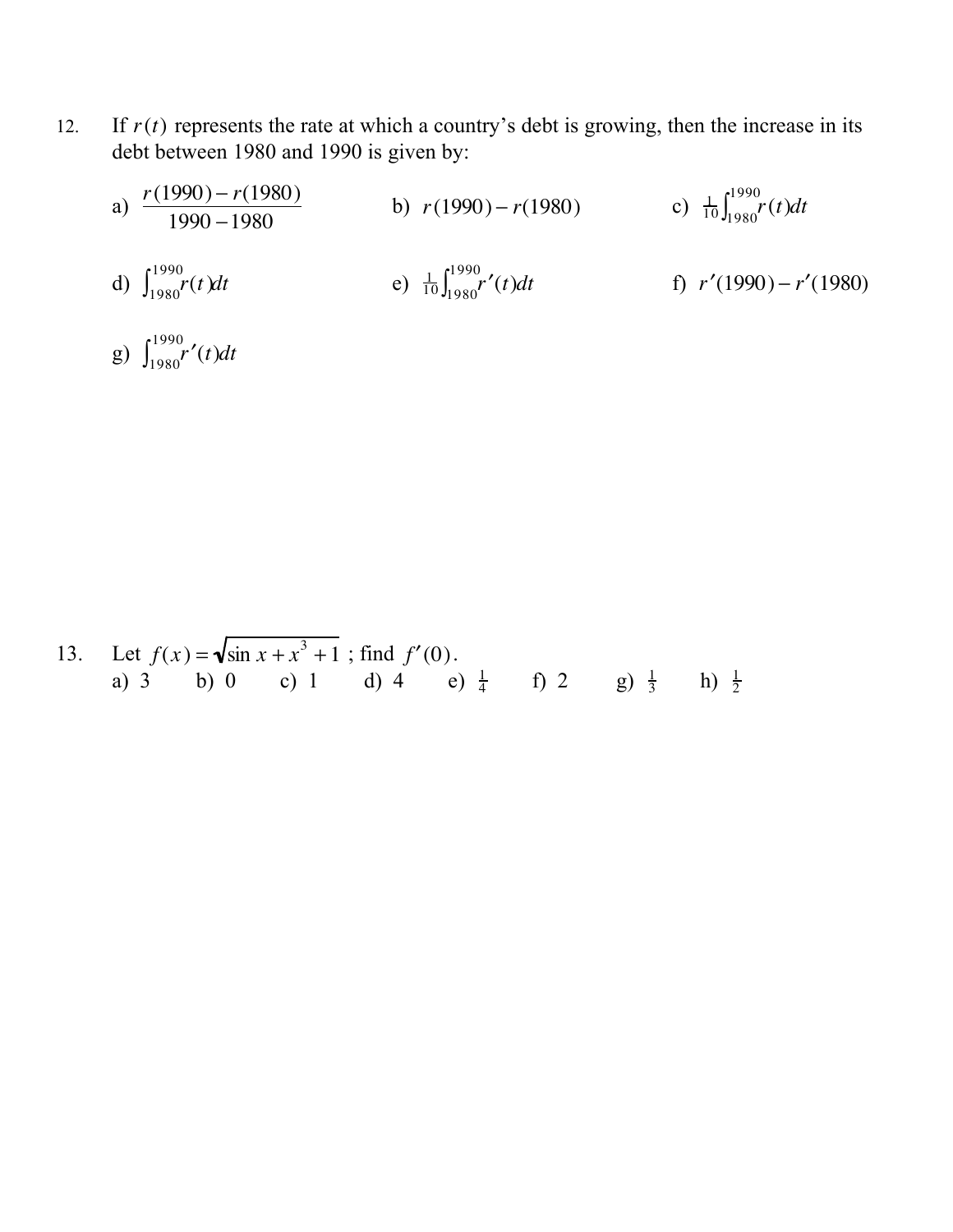12. If $r(t)$ represents the rate at which a country's debt is growing, then the increase in its debt between 1980 and 1990 is given by:

a) $\dfrac{r(1990)-r(1980)}{1990-1980}$  b) $r(1990)-r(1980)$  c) $\frac{1}{10}\int_{1980}^{1990} r(t)dt$

d) $\int_{1980}^{1990} r(t)dt$  e) $\frac{1}{10}\int_{1980}^{1990} r'(t)dt$  f) $r'(1990)-r'(1980)$

g) $\int_{1980}^{1990} r'(t)dt$

13. Let $f(x)=\sqrt{\sin x + x^3 + 1}$ ; find $f'(0)$.

a) 3  b) 0  c) 1  d) 4  e) $\frac{1}{4}$  f) 2  g) $\frac{1}{3}$  h) $\frac{1}{2}$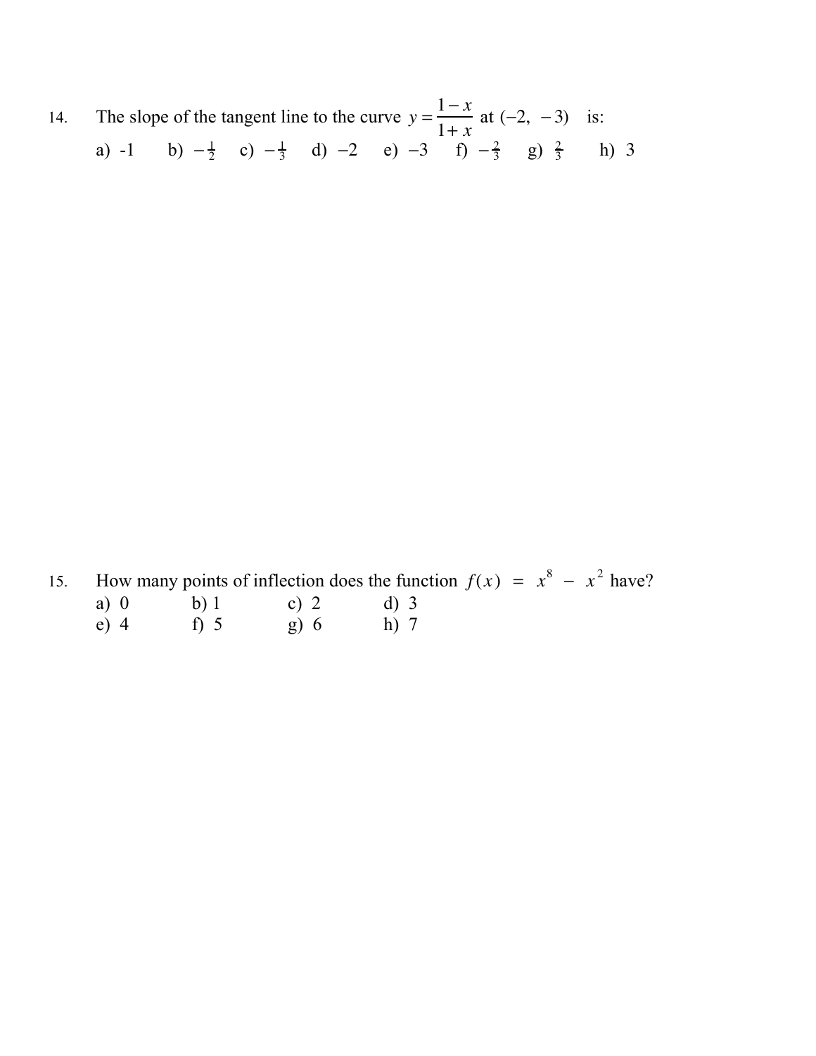14. The slope of the tangent line to the curve $y = \dfrac{1-x}{1+x}$ at $(-2, -3)$ is:

a) -1 b) $-\frac{1}{2}$ c) $-\frac{1}{3}$ d) $-2$ e) $-3$ f) $-\frac{2}{3}$ g) $\frac{2}{3}$ h) 3

15. How many points of inflection does the function $f(x) = x^8 - x^2$ have?

a) 0 b) 1 c) 2 d) 3
e) 4 f) 5 g) 6 h) 7